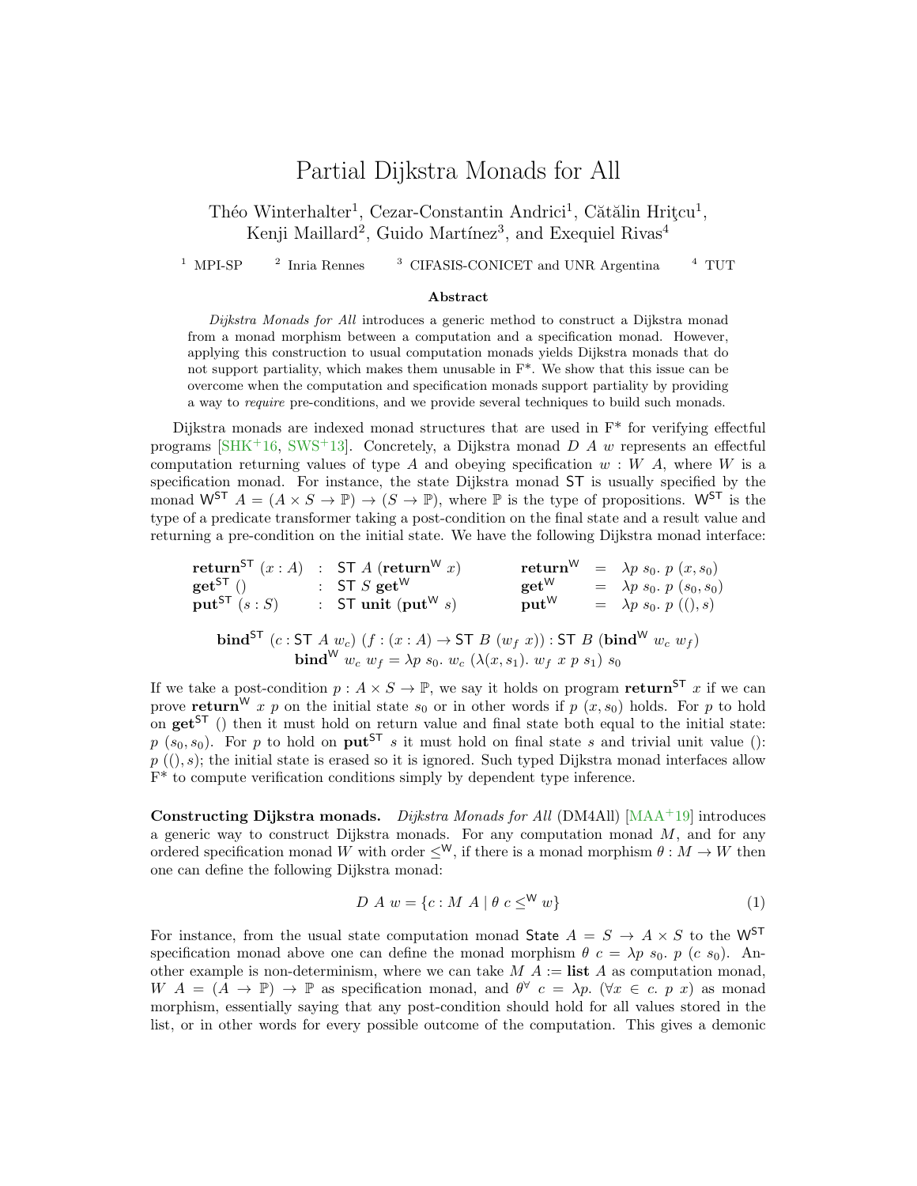# Partial Dijkstra Monads for All

Théo Winterhalter[1], Cezar-Constantin Andrici[1], Cătălin Hriţcu[1], Kenji Maillard[2], Guido Martínez[3], and Exequiel Rivas[4]

[1] MPI-SP [2] Inria Rennes [3] CIFASIS-CONICET and UNR Argentina [4] TUT

**Abstract**

*Dijkstra Monads for All* introduces a generic method to construct a Dijkstra monad from a monad morphism between a computation and a specification monad. However, applying this construction to usual computation monads yields Dijkstra monads that do not support partiality, which makes them unusable in F*. We show that this issue can be overcome when the computation and specification monads support partiality by providing a way to *require* pre-conditions, and we provide several techniques to build such monads.

Dijkstra monads are indexed monad structures that are used in F* for verifying effectful programs [SHK+16, SWS+13]. Concretely, a Dijkstra monad $D\ A\ w$ represents an effectful computation returning values of type $A$ and obeying specification $w : W\ A$, where $W$ is a specification monad. For instance, the state Dijkstra monad $\mathsf{ST}$ is usually specified by the monad $\mathsf{W}^{\mathsf{ST}}\ A = (A \times S \to \mathbb{P}) \to (S \to \mathbb{P})$, where $\mathbb{P}$ is the type of propositions. $\mathsf{W}^{\mathsf{ST}}$ is the type of a predicate transformer taking a post-condition on the final state and a result value and returning a pre-condition on the initial state. We have the following Dijkstra monad interface:

$$
\begin{array}{lll}
\mathbf{return}^{\mathsf{ST}}\ (x : A) & : & \mathsf{ST}\ A\ (\mathbf{return}^{\mathsf{W}}\ x) \\
\mathbf{get}^{\mathsf{ST}}\ () & : & \mathsf{ST}\ S\ \mathbf{get}^{\mathsf{W}} \\
\mathbf{put}^{\mathsf{ST}}\ (s : S) & : & \mathsf{ST}\ \mathbf{unit}\ (\mathbf{put}^{\mathsf{W}}\ s)
\end{array}
\qquad
\begin{array}{lll}
\mathbf{return}^{\mathsf{W}} & = & \lambda p\ s_0.\ p\ (x, s_0) \\
\mathbf{get}^{\mathsf{W}} & = & \lambda p\ s_0.\ p\ (s_0, s_0) \\
\mathbf{put}^{\mathsf{W}} & = & \lambda p\ s_0.\ p\ ((), s)
\end{array}
$$

$$
\begin{array}{c}
\mathbf{bind}^{\mathsf{ST}}\ (c : \mathsf{ST}\ A\ w_c)\ (f : (x : A) \to \mathsf{ST}\ B\ (w_f\ x)) : \mathsf{ST}\ B\ (\mathbf{bind}^{\mathsf{W}}\ w_c\ w_f) \\
\mathbf{bind}^{\mathsf{W}}\ w_c\ w_f = \lambda p\ s_0.\ w_c\ (\lambda (x, s_1).\ w_f\ x\ p\ s_1)\ s_0
\end{array}
$$

If we take a post-condition $p : A \times S \to \mathbb{P}$, we say it holds on program $\mathbf{return}^{\mathsf{ST}}\ x$ if we can prove $\mathbf{return}^{\mathsf{W}}\ x\ p$ on the initial state $s_0$ or in other words if $p\ (x, s_0)$ holds. For $p$ to hold on $\mathbf{get}^{\mathsf{ST}}\ ()$ then it must hold on return value and final state both equal to the initial state: $p\ (s_0, s_0)$. For $p$ to hold on $\mathbf{put}^{\mathsf{ST}}\ s$ it must hold on final state $s$ and trivial unit value $()$: $p\ ((), s)$; the initial state is erased so it is ignored. Such typed Dijkstra monad interfaces allow F* to compute verification conditions simply by dependent type inference.

**Constructing Dijkstra monads.** *Dijkstra Monads for All* (DM4All) [MAA+19] introduces a generic way to construct Dijkstra monads. For any computation monad $M$, and for any ordered specification monad $W$ with order $\leq^{\mathsf{W}}$, if there is a monad morphism $\theta : M \to W$ then one can define the following Dijkstra monad:

$$
D\ A\ w = \{c : M\ A \mid \theta\ c \leq^{\mathsf{W}} w\} \tag{1}
$$

For instance, from the usual state computation monad $\mathsf{State}\ A = S \to A \times S$ to the $\mathsf{W}^{\mathsf{ST}}$ specification monad above one can define the monad morphism $\theta\ c = \lambda p\ s_0.\ p\ (c\ s_0)$. Another example is non-determinism, where we can take $M\ A := \mathbf{list}\ A$ as computation monad, $W\ A = (A \to \mathbb{P}) \to \mathbb{P}$ as specification monad, and $\theta^{\forall}\ c = \lambda p.\ (\forall x \in c.\ p\ x)$ as monad morphism, essentially saying that any post-condition should hold for all values stored in the list, or in other words for every possible outcome of the computation. This gives a demonic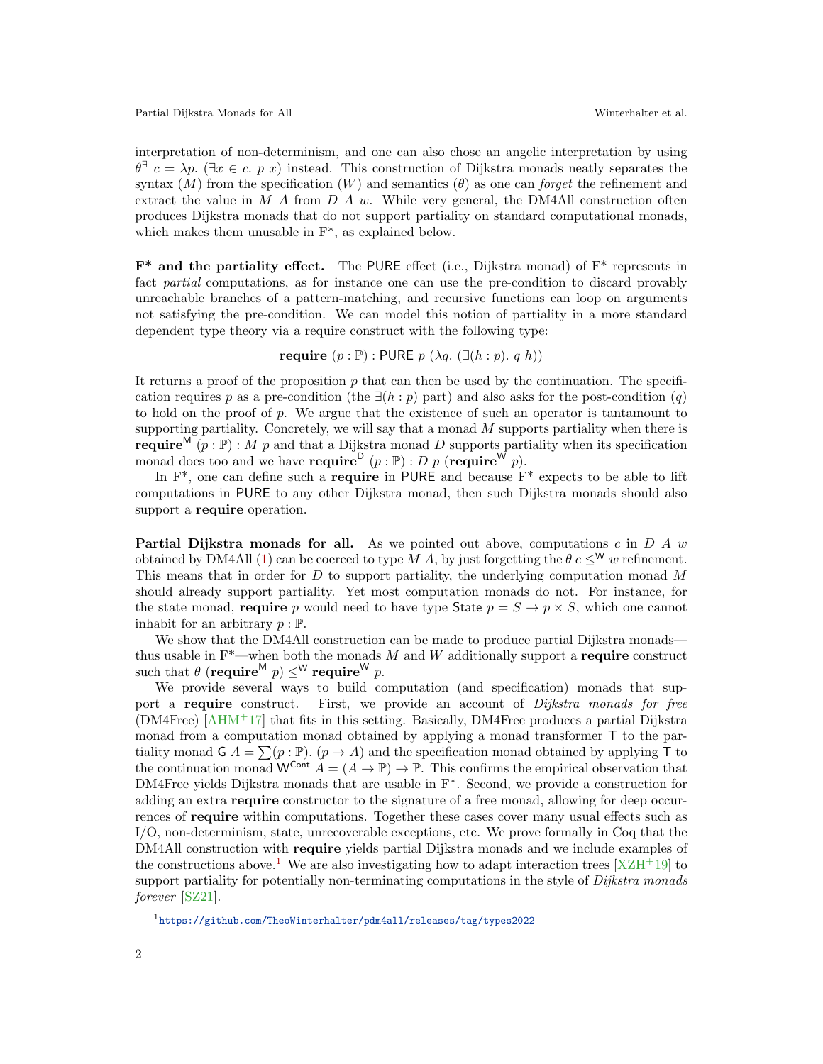interpretation of non-determinism, and one can also chose an angelic interpretation by using $\theta^{\exists}\ c = \lambda p.\ (\exists x \in c.\ p\ x)$ instead. This construction of Dijkstra monads neatly separates the syntax ($M$) from the specification ($W$) and semantics ($\theta$) as one can *forget* the refinement and extract the value in $M\ A$ from $D\ A\ w$. While very general, the DM4All construction often produces Dijkstra monads that do not support partiality on standard computational monads, which makes them unusable in F*, as explained below.

**F\* and the partiality effect.** The $\mathsf{PURE}$ effect (i.e., Dijkstra monad) of F* represents in fact *partial* computations, as for instance one can use the pre-condition to discard provably unreachable branches of a pattern-matching, and recursive functions can loop on arguments not satisfying the pre-condition. We can model this notion of partiality in a more standard dependent type theory via a require construct with the following type:

$$\textbf{require}\ (p : \mathbb{P}) : \mathsf{PURE}\ p\ (\lambda q.\ (\exists (h : p).\ q\ h))$$

It returns a proof of the proposition $p$ that can then be used by the continuation. The specification requires $p$ as a pre-condition (the $\exists(h : p)$ part) and also asks for the post-condition ($q$) to hold on the proof of $p$. We argue that the existence of such an operator is tantamount to supporting partiality. Concretely, we will say that a monad $M$ supports partiality when there is $\textbf{require}^{\mathsf{M}}\ (p : \mathbb{P}) : M\ p$ and that a Dijkstra monad $D$ supports partiality when its specification monad does too and we have $\textbf{require}^{\mathsf{D}}\ (p : \mathbb{P}) : D\ p\ (\textbf{require}^{\mathsf{W}}\ p)$.

In F*, one can define such a **require** in $\mathsf{PURE}$ and because F* expects to be able to lift computations in $\mathsf{PURE}$ to any other Dijkstra monad, then such Dijkstra monads should also support a **require** operation.

**Partial Dijkstra monads for all.** As we pointed out above, computations $c$ in $D\ A\ w$ obtained by DM4All (1) can be coerced to type $M\ A$, by just forgetting the $\theta\ c \leq^{\mathsf{W}} w$ refinement. This means that in order for $D$ to support partiality, the underlying computation monad $M$ should already support partiality. Yet most computation monads do not. For instance, for the state monad, **require** $p$ would need to have type $\mathsf{State}\ p = S \to p \times S$, which one cannot inhabit for an arbitrary $p : \mathbb{P}$.

We show that the DM4All construction can be made to produce partial Dijkstra monads—thus usable in F*—when both the monads $M$ and $W$ additionally support a **require** construct such that $\theta\ (\textbf{require}^{\mathsf{M}}\ p) \leq^{\mathsf{W}} \textbf{require}^{\mathsf{W}}\ p$.

We provide several ways to build computation (and specification) monads that support a **require** construct. First, we provide an account of *Dijkstra monads for free* (DM4Free) [AHM+17] that fits in this setting. Basically, DM4Free produces a partial Dijkstra monad from a computation monad obtained by applying a monad transformer $\mathsf{T}$ to the partiality monad $\mathsf{G}\ A = \sum(p : \mathbb{P}).\ (p \to A)$ and the specification monad obtained by applying $\mathsf{T}$ to the continuation monad $\mathsf{W}^{\mathsf{Cont}}\ A = (A \to \mathbb{P}) \to \mathbb{P}$. This confirms the empirical observation that DM4Free yields Dijkstra monads that are usable in F*. Second, we provide a construction for adding an extra **require** constructor to the signature of a free monad, allowing for deep occurrences of **require** within computations. Together these cases cover many usual effects such as I/O, non-determinism, state, unrecoverable exceptions, etc. We prove formally in Coq that the DM4All construction with **require** yields partial Dijkstra monads and we include examples of the constructions above.[1] We are also investigating how to adapt interaction trees [XZH+19] to support partiality for potentially non-terminating computations in the style of *Dijkstra monads forever* [SZ21].

[1] https://github.com/TheoWinterhalter/pdm4all/releases/tag/types2022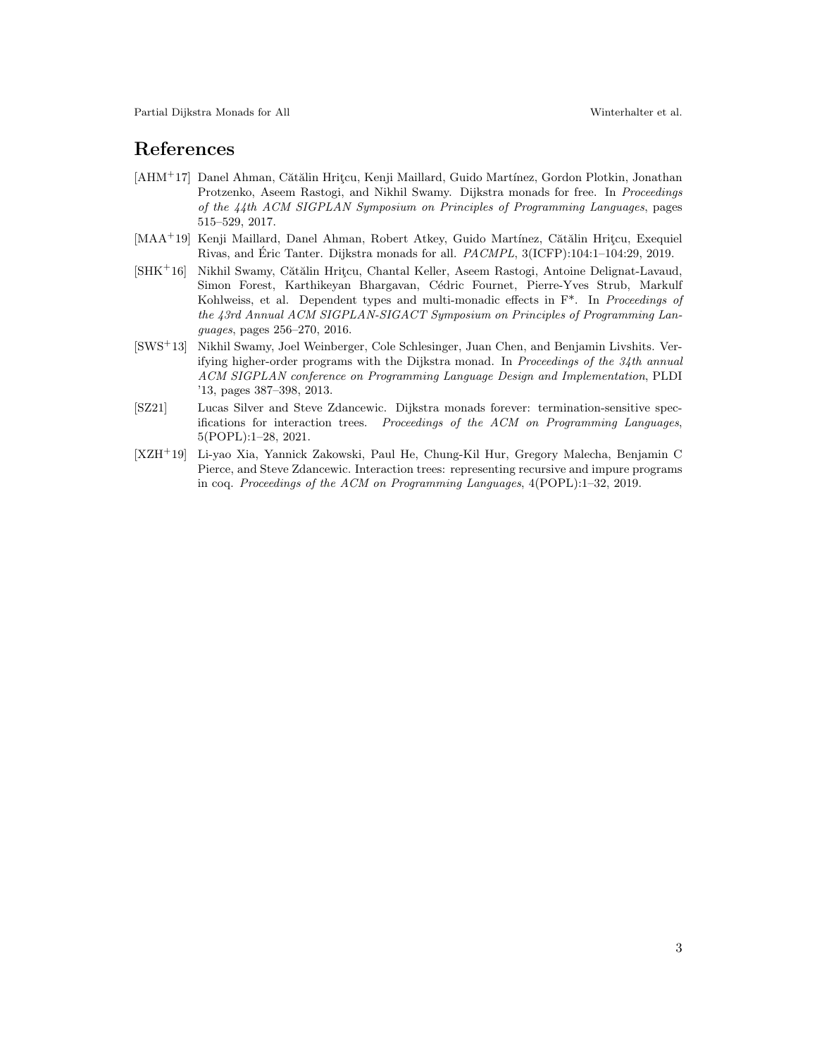# References

[AHM+17] Danel Ahman, Cătălin Hriţcu, Kenji Maillard, Guido Martínez, Gordon Plotkin, Jonathan Protzenko, Aseem Rastogi, and Nikhil Swamy. Dijkstra monads for free. In *Proceedings of the 44th ACM SIGPLAN Symposium on Principles of Programming Languages*, pages 515–529, 2017.

[MAA+19] Kenji Maillard, Danel Ahman, Robert Atkey, Guido Martínez, Cătălin Hriţcu, Exequiel Rivas, and Éric Tanter. Dijkstra monads for all. *PACMPL*, 3(ICFP):104:1–104:29, 2019.

[SHK+16] Nikhil Swamy, Cătălin Hriţcu, Chantal Keller, Aseem Rastogi, Antoine Delignat-Lavaud, Simon Forest, Karthikeyan Bhargavan, Cédric Fournet, Pierre-Yves Strub, Markulf Kohlweiss, et al. Dependent types and multi-monadic effects in F*. In *Proceedings of the 43rd Annual ACM SIGPLAN-SIGACT Symposium on Principles of Programming Languages*, pages 256–270, 2016.

[SWS+13] Nikhil Swamy, Joel Weinberger, Cole Schlesinger, Juan Chen, and Benjamin Livshits. Verifying higher-order programs with the Dijkstra monad. In *Proceedings of the 34th annual ACM SIGPLAN conference on Programming Language Design and Implementation*, PLDI '13, pages 387–398, 2013.

[SZ21] Lucas Silver and Steve Zdancewic. Dijkstra monads forever: termination-sensitive specifications for interaction trees. *Proceedings of the ACM on Programming Languages*, 5(POPL):1–28, 2021.

[XZH+19] Li-yao Xia, Yannick Zakowski, Paul He, Chung-Kil Hur, Gregory Malecha, Benjamin C Pierce, and Steve Zdancewic. Interaction trees: representing recursive and impure programs in coq. *Proceedings of the ACM on Programming Languages*, 4(POPL):1–32, 2019.